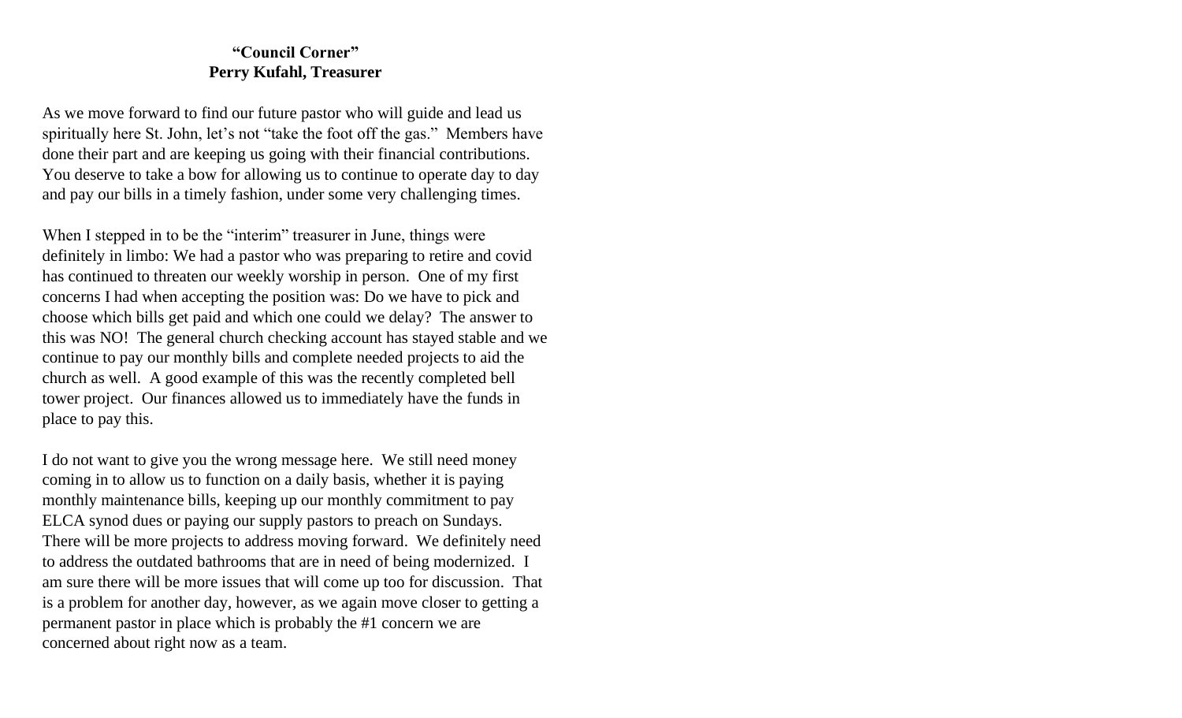**"Council Corner"**
**Perry Kufahl, Treasurer**

As we move forward to find our future pastor who will guide and lead us spiritually here St. John, let's not "take the foot off the gas." Members have done their part and are keeping us going with their financial contributions. You deserve to take a bow for allowing us to continue to operate day to day and pay our bills in a timely fashion, under some very challenging times.

When I stepped in to be the "interim" treasurer in June, things were definitely in limbo: We had a pastor who was preparing to retire and covid has continued to threaten our weekly worship in person. One of my first concerns I had when accepting the position was: Do we have to pick and choose which bills get paid and which one could we delay? The answer to this was NO! The general church checking account has stayed stable and we continue to pay our monthly bills and complete needed projects to aid the church as well. A good example of this was the recently completed bell tower project. Our finances allowed us to immediately have the funds in place to pay this.

I do not want to give you the wrong message here. We still need money coming in to allow us to function on a daily basis, whether it is paying monthly maintenance bills, keeping up our monthly commitment to pay ELCA synod dues or paying our supply pastors to preach on Sundays. There will be more projects to address moving forward. We definitely need to address the outdated bathrooms that are in need of being modernized. I am sure there will be more issues that will come up too for discussion. That is a problem for another day, however, as we again move closer to getting a permanent pastor in place which is probably the #1 concern we are concerned about right now as a team.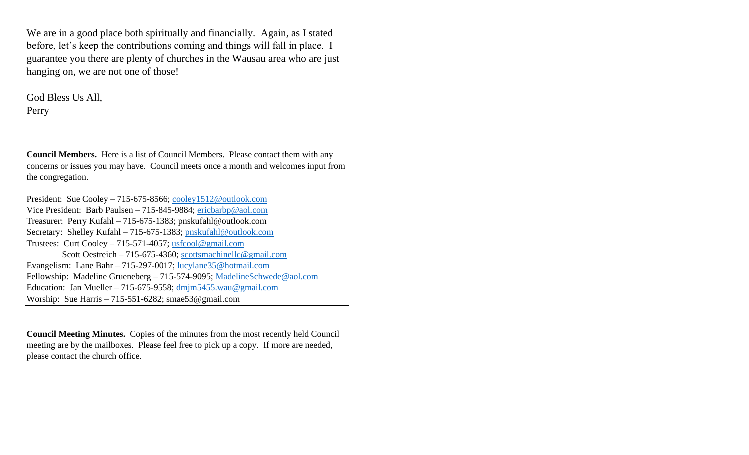We are in a good place both spiritually and financially. Again, as I stated before, let's keep the contributions coming and things will fall in place. I guarantee you there are plenty of churches in the Wausau area who are just hanging on, we are not one of those!

God Bless Us All,
Perry

**Council Members.** Here is a list of Council Members. Please contact them with any concerns or issues you may have. Council meets once a month and welcomes input from the congregation.

President: Sue Cooley – 715-675-8566; cooley1512@outlook.com
Vice President: Barb Paulsen – 715-845-9884; ericbarbp@aol.com
Treasurer: Perry Kufahl – 715-675-1383; pnskufahl@outlook.com
Secretary: Shelley Kufahl – 715-675-1383; pnskufahl@outlook.com
Trustees: Curt Cooley – 715-571-4057; usfcool@gmail.com
Scott Oestreich – 715-675-4360; scottsmachinellc@gmail.com
Evangelism: Lane Bahr – 715-297-0017; lucylane35@hotmail.com
Fellowship: Madeline Grueneberg – 715-574-9095; MadelineSchwede@aol.com
Education: Jan Mueller – 715-675-9558; dmjm5455.wau@gmail.com
Worship: Sue Harris – 715-551-6282; smae53@gmail.com

---

**Council Meeting Minutes.** Copies of the minutes from the most recently held Council meeting are by the mailboxes. Please feel free to pick up a copy. If more are needed, please contact the church office.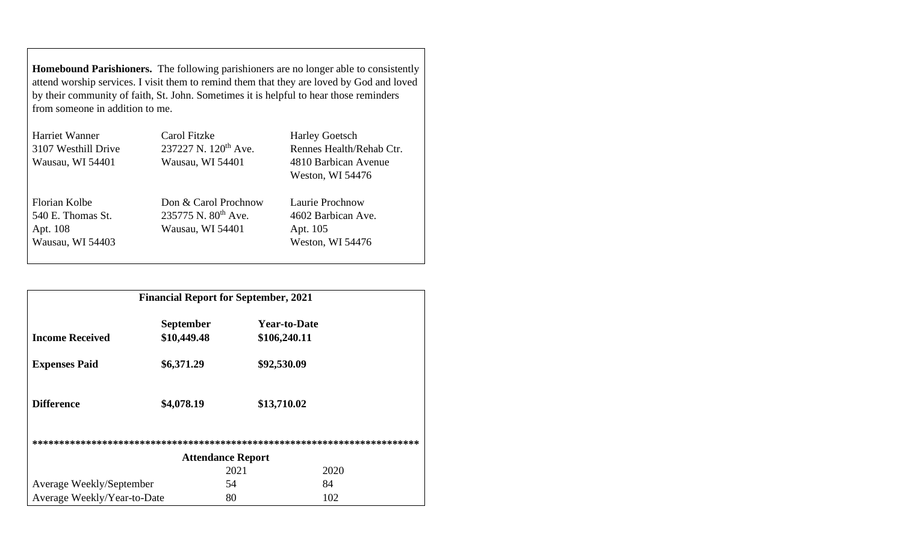**Homebound Parishioners.** The following parishioners are no longer able to consistently attend worship services. I visit them to remind them that they are loved by God and loved by their community of faith, St. John. Sometimes it is helpful to hear those reminders from someone in addition to me.

Harriet Wanner  
3107 Westhill Drive  
Wausau, WI 54401

Carol Fitzke  
237227 N. 120th Ave.  
Wausau, WI 54401

Harley Goetsch  
Rennes Health/Rehab Ctr.  
4810 Barbican Avenue  
Weston, WI 54476

Florian Kolbe  
540 E. Thomas St.  
Apt. 108  
Wausau, WI 54403

Don & Carol Prochnow  
235775 N. 80th Ave.  
Wausau, WI 54401

Laurie Prochnow  
4602 Barbican Ave.  
Apt. 105  
Weston, WI 54476

**Financial Report for September, 2021**

| | **September** | **Year-to-Date** |
|---|---|---|
| **Income Received** | **$10,449.48** | **$106,240.11** |
| **Expenses Paid** | **$6,371.29** | **$92,530.09** |
| **Difference** | **$4,078.19** | **$13,710.02** |

*************************************************************************

**Attendance Report**

| | 2021 | 2020 |
|---|---|---|
| Average Weekly/September | 54 | 84 |
| Average Weekly/Year-to-Date | 80 | 102 |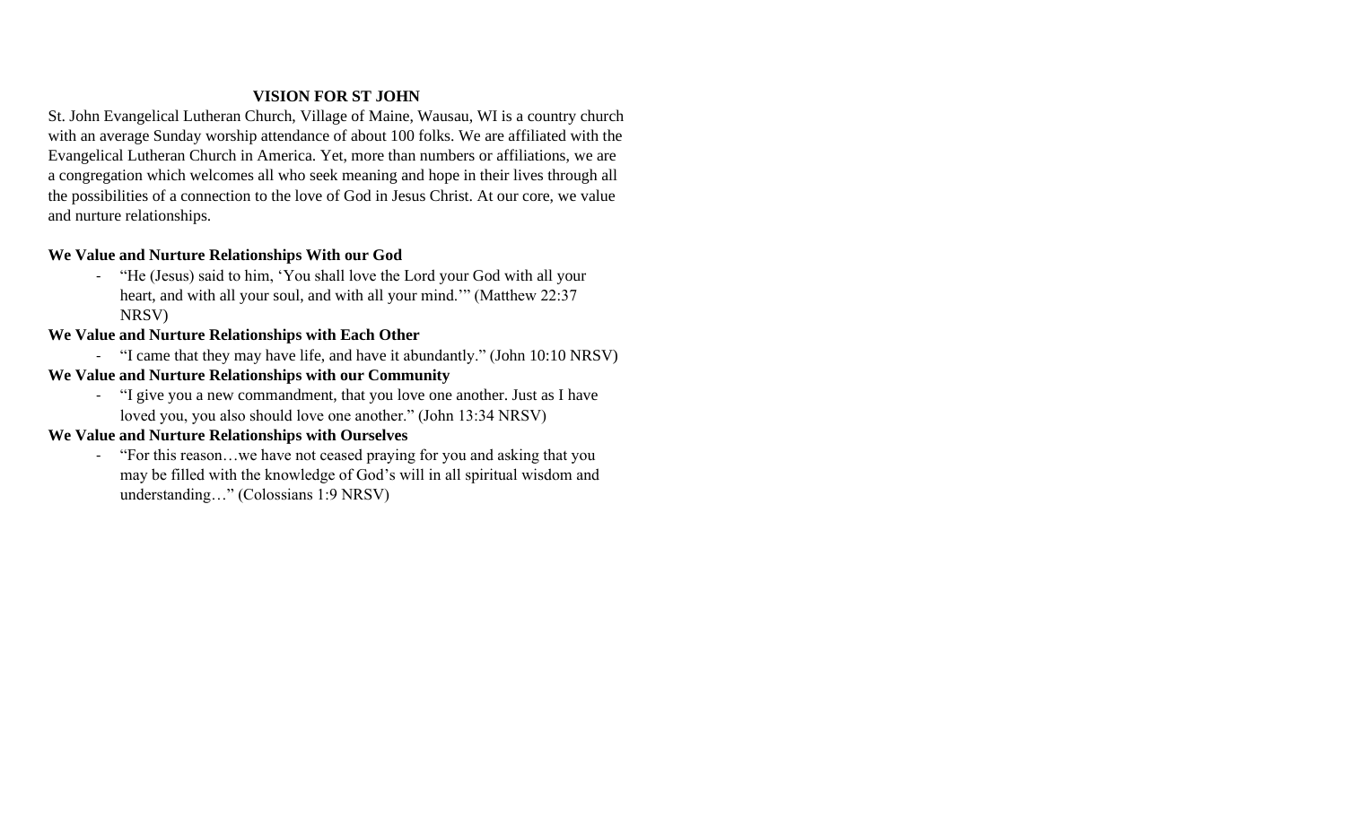## VISION FOR ST JOHN

St. John Evangelical Lutheran Church, Village of Maine, Wausau, WI is a country church with an average Sunday worship attendance of about 100 folks. We are affiliated with the Evangelical Lutheran Church in America. Yet, more than numbers or affiliations, we are a congregation which welcomes all who seek meaning and hope in their lives through all the possibilities of a connection to the love of God in Jesus Christ. At our core, we value and nurture relationships.

**We Value and Nurture Relationships With our God**

- "He (Jesus) said to him, 'You shall love the Lord your God with all your heart, and with all your soul, and with all your mind.'" (Matthew 22:37 NRSV)

**We Value and Nurture Relationships with Each Other**

- "I came that they may have life, and have it abundantly." (John 10:10 NRSV)

**We Value and Nurture Relationships with our Community**

- "I give you a new commandment, that you love one another. Just as I have loved you, you also should love one another." (John 13:34 NRSV)

**We Value and Nurture Relationships with Ourselves**

- "For this reason…we have not ceased praying for you and asking that you may be filled with the knowledge of God's will in all spiritual wisdom and understanding…" (Colossians 1:9 NRSV)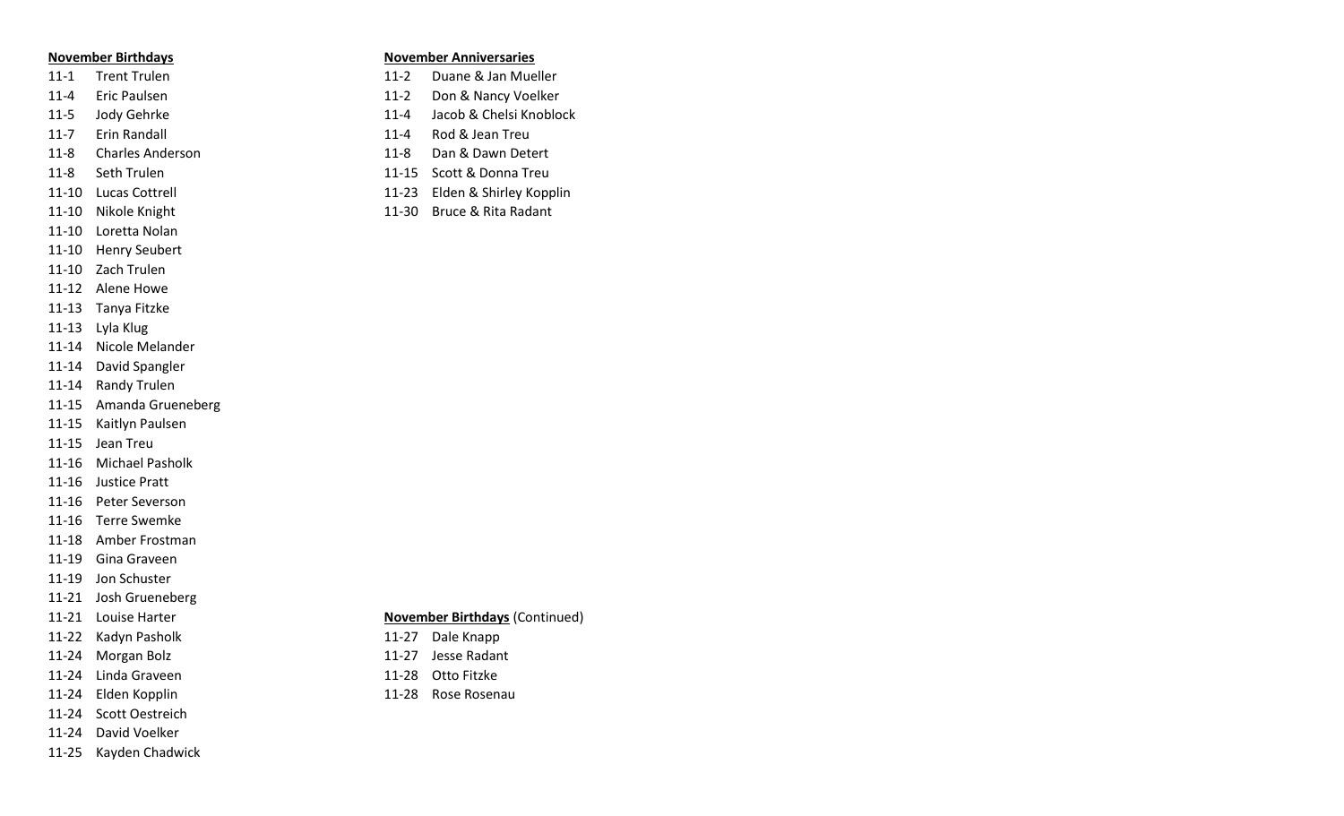**November Birthdays**

11-1 Trent Trulen
11-4 Eric Paulsen
11-5 Jody Gehrke
11-7 Erin Randall
11-8 Charles Anderson
11-8 Seth Trulen
11-10 Lucas Cottrell
11-10 Nikole Knight
11-10 Loretta Nolan
11-10 Henry Seubert
11-10 Zach Trulen
11-12 Alene Howe
11-13 Tanya Fitzke
11-13 Lyla Klug
11-14 Nicole Melander
11-14 David Spangler
11-14 Randy Trulen
11-15 Amanda Grueneberg
11-15 Kaitlyn Paulsen
11-15 Jean Treu
11-16 Michael Pasholk
11-16 Justice Pratt
11-16 Peter Severson
11-16 Terre Swemke
11-18 Amber Frostman
11-19 Gina Graveen
11-19 Jon Schuster
11-21 Josh Grueneberg
11-21 Louise Harter
11-22 Kadyn Pasholk
11-24 Morgan Bolz
11-24 Linda Graveen
11-24 Elden Kopplin
11-24 Scott Oestreich
11-24 David Voelker
11-25 Kayden Chadwick

**November Anniversaries**

11-2 Duane & Jan Mueller
11-2 Don & Nancy Voelker
11-4 Jacob & Chelsi Knoblock
11-4 Rod & Jean Treu
11-8 Dan & Dawn Detert
11-15 Scott & Donna Treu
11-23 Elden & Shirley Kopplin
11-30 Bruce & Rita Radant

**November Birthdays** (Continued)

11-27 Dale Knapp
11-27 Jesse Radant
11-28 Otto Fitzke
11-28 Rose Rosenau